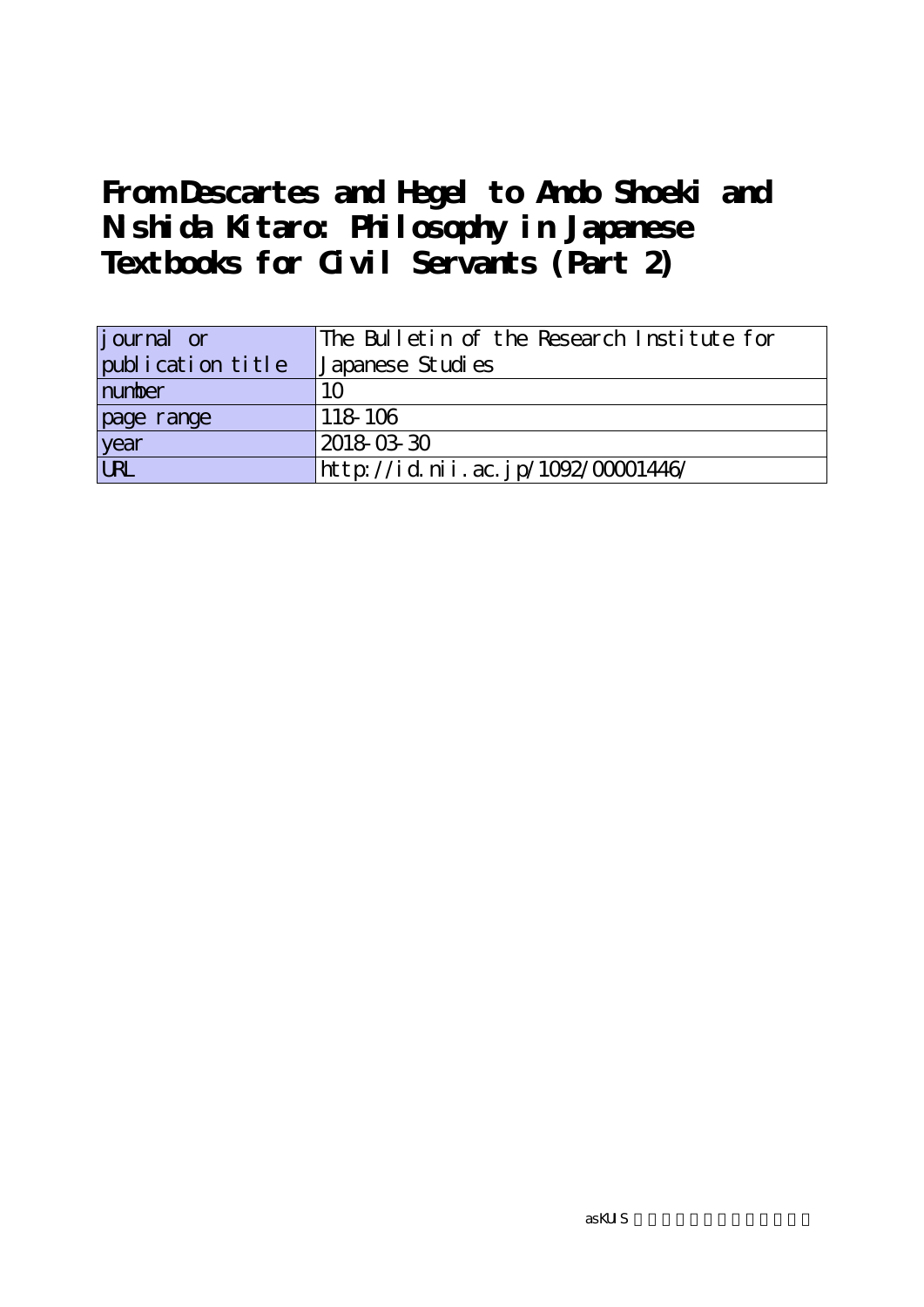# From Descartes and Hegel to Ando Shoeki and Nishida Kitaro: Philosophy in Japanese Textbooks for Civil Servants (Part 2)

| journal or publication title | The Bulletin of the Research Institute for Japanese Studies |
| --- | --- |
| number | 10 |
| page range | 118-106 |
| year | 2018-03-30 |
| URL | http://id.nii.ac.jp/1092/00001446/ |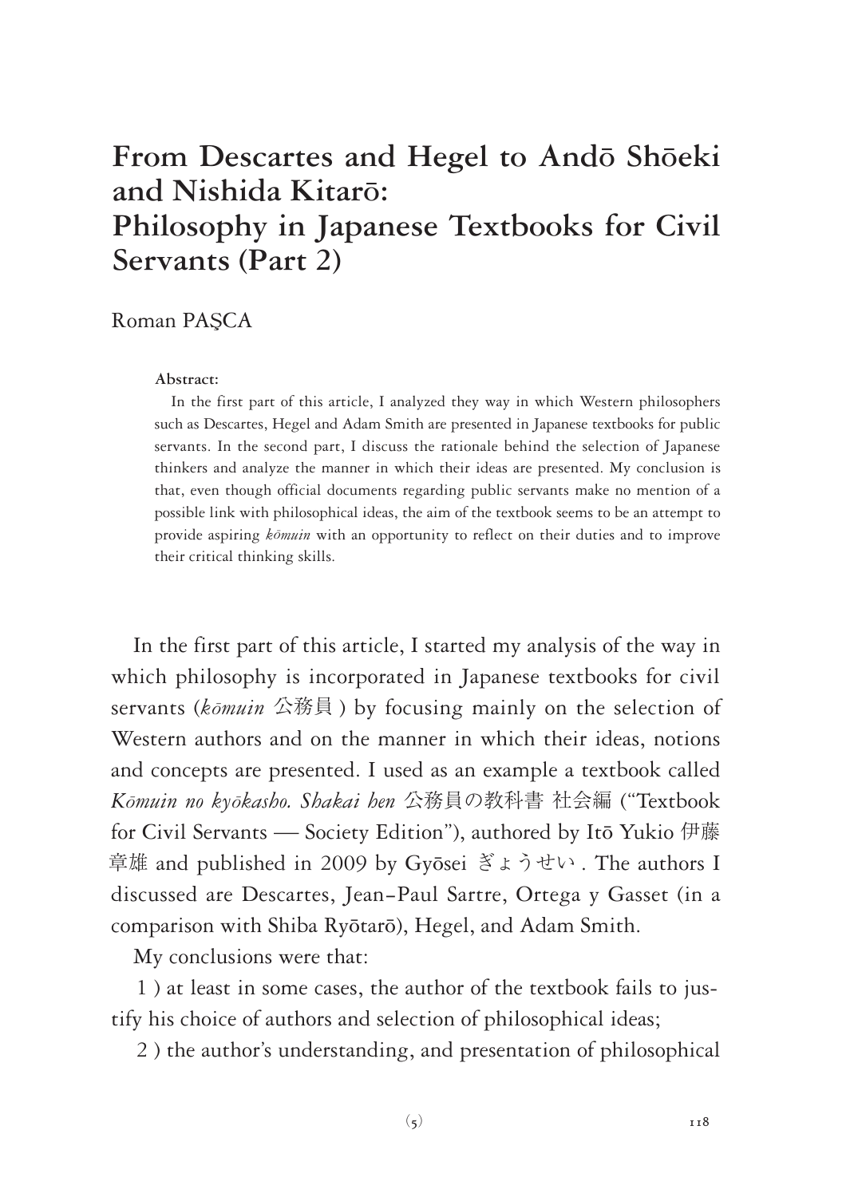# From Descartes and Hegel to Andō Shōeki and Nishida Kitarō: Philosophy in Japanese Textbooks for Civil Servants (Part 2)

Roman PAŞCA

**Abstract:**

In the first part of this article, I analyzed they way in which Western philosophers such as Descartes, Hegel and Adam Smith are presented in Japanese textbooks for public servants. In the second part, I discuss the rationale behind the selection of Japanese thinkers and analyze the manner in which their ideas are presented. My conclusion is that, even though official documents regarding public servants make no mention of a possible link with philosophical ideas, the aim of the textbook seems to be an attempt to provide aspiring *kōmuin* with an opportunity to reflect on their duties and to improve their critical thinking skills.

In the first part of this article, I started my analysis of the way in which philosophy is incorporated in Japanese textbooks for civil servants (*kōmuin* 公務員) by focusing mainly on the selection of Western authors and on the manner in which their ideas, notions and concepts are presented. I used as an example a textbook called *Kōmuin no kyōkasho. Shakai hen* 公務員の教科書 社会編 ("Textbook for Civil Servants — Society Edition"), authored by Itō Yukio 伊藤章雄 and published in 2009 by Gyōsei ぎょうせい. The authors I discussed are Descartes, Jean-Paul Sartre, Ortega y Gasset (in a comparison with Shiba Ryōtarō), Hegel, and Adam Smith.

My conclusions were that:

1 ) at least in some cases, the author of the textbook fails to justify his choice of authors and selection of philosophical ideas;

2 ) the author's understanding, and presentation of philosophical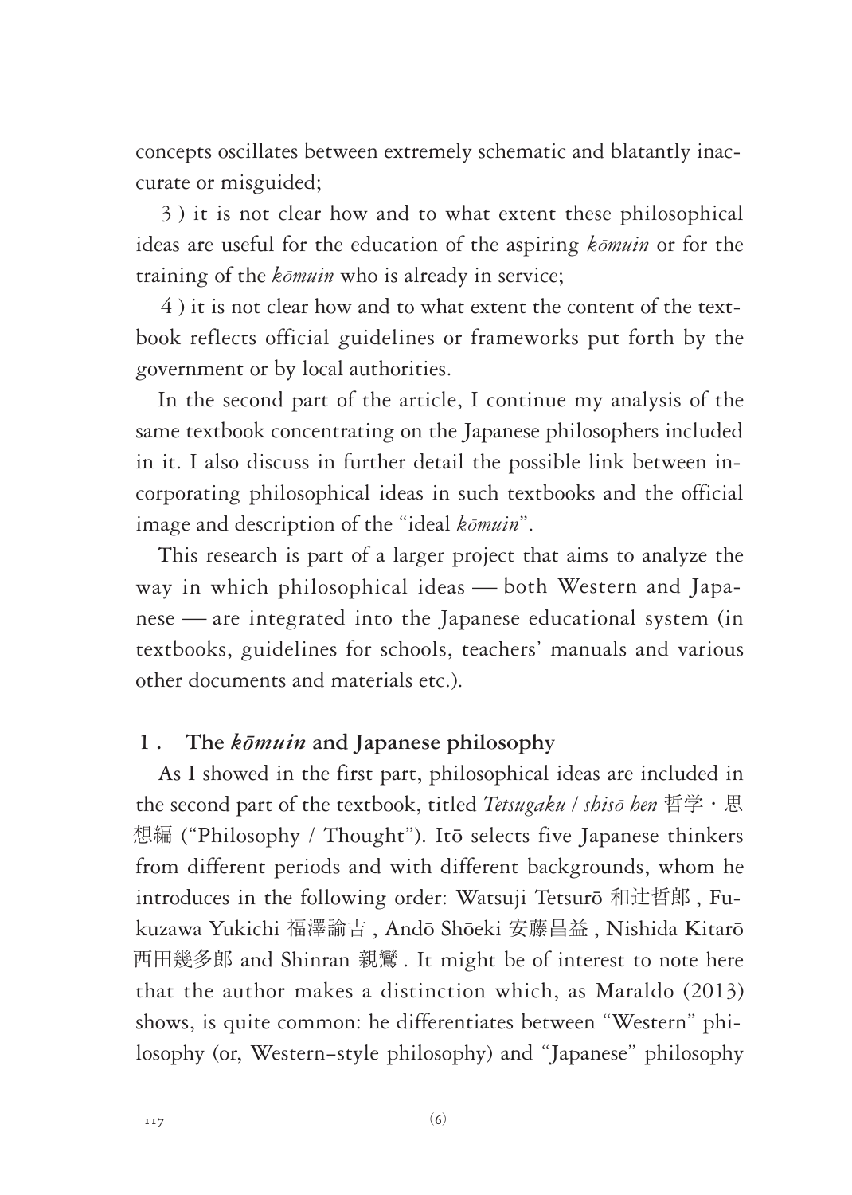concepts oscillates between extremely schematic and blatantly inaccurate or misguided;

3) it is not clear how and to what extent these philosophical ideas are useful for the education of the aspiring *kōmuin* or for the training of the *kōmuin* who is already in service;

4) it is not clear how and to what extent the content of the textbook reflects official guidelines or frameworks put forth by the government or by local authorities.

In the second part of the article, I continue my analysis of the same textbook concentrating on the Japanese philosophers included in it. I also discuss in further detail the possible link between incorporating philosophical ideas in such textbooks and the official image and description of the "ideal *kōmuin*".

This research is part of a larger project that aims to analyze the way in which philosophical ideas — both Western and Japanese — are integrated into the Japanese educational system (in textbooks, guidelines for schools, teachers' manuals and various other documents and materials etc.).

## 1. The *kōmuin* and Japanese philosophy

As I showed in the first part, philosophical ideas are included in the second part of the textbook, titled *Tetsugaku / shisō hen* 哲学・思想編 ("Philosophy / Thought"). Itō selects five Japanese thinkers from different periods and with different backgrounds, whom he introduces in the following order: Watsuji Tetsurō 和辻哲郎, Fukuzawa Yukichi 福澤諭吉, Andō Shōeki 安藤昌益, Nishida Kitarō 西田幾多郎 and Shinran 親鸞. It might be of interest to note here that the author makes a distinction which, as Maraldo (2013) shows, is quite common: he differentiates between "Western" philosophy (or, Western-style philosophy) and "Japanese" philosophy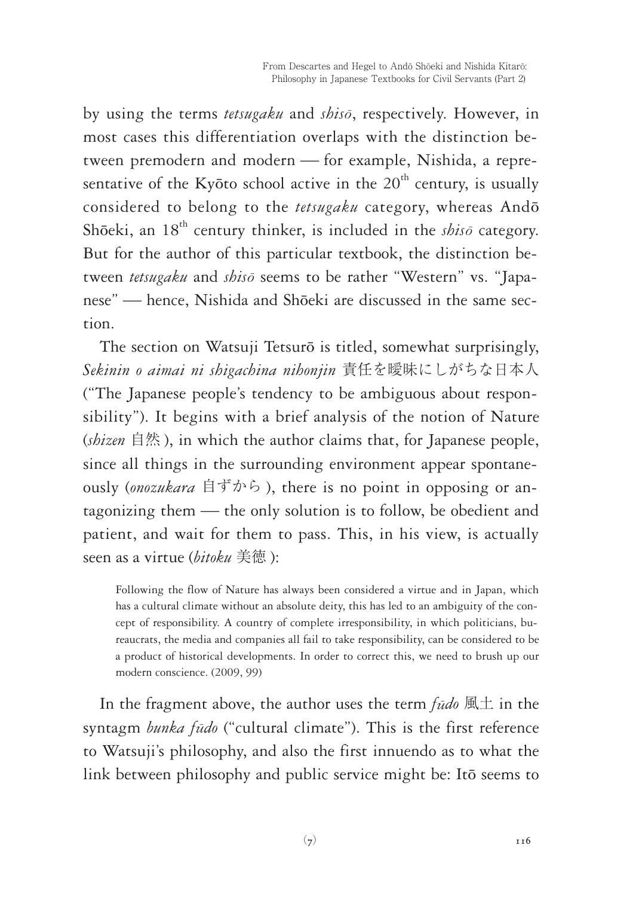by using the terms *tetsugaku* and *shisō*, respectively. However, in most cases this differentiation overlaps with the distinction between premodern and modern — for example, Nishida, a representative of the Kyōto school active in the 20th century, is usually considered to belong to the *tetsugaku* category, whereas Andō Shōeki, an 18th century thinker, is included in the *shisō* category. But for the author of this particular textbook, the distinction between *tetsugaku* and *shisō* seems to be rather "Western" vs. "Japanese" — hence, Nishida and Shōeki are discussed in the same section.

The section on Watsuji Tetsurō is titled, somewhat surprisingly, *Sekinin o aimai ni shigachina nihonjin* 責任を曖昧にしがちな日本人 ("The Japanese people's tendency to be ambiguous about responsibility"). It begins with a brief analysis of the notion of Nature (*shizen* 自然), in which the author claims that, for Japanese people, since all things in the surrounding environment appear spontaneously (*onozukara* 自ずから), there is no point in opposing or antagonizing them — the only solution is to follow, be obedient and patient, and wait for them to pass. This, in his view, is actually seen as a virtue (*bitoku* 美徳):

> Following the flow of Nature has always been considered a virtue and in Japan, which has a cultural climate without an absolute deity, this has led to an ambiguity of the concept of responsibility. A country of complete irresponsibility, in which politicians, bureaucrats, the media and companies all fail to take responsibility, can be considered to be a product of historical developments. In order to correct this, we need to brush up our modern conscience. (2009, 99)

In the fragment above, the author uses the term *fūdo* 風土 in the syntagm *bunka fūdo* ("cultural climate"). This is the first reference to Watsuji's philosophy, and also the first innuendo as to what the link between philosophy and public service might be: Itō seems to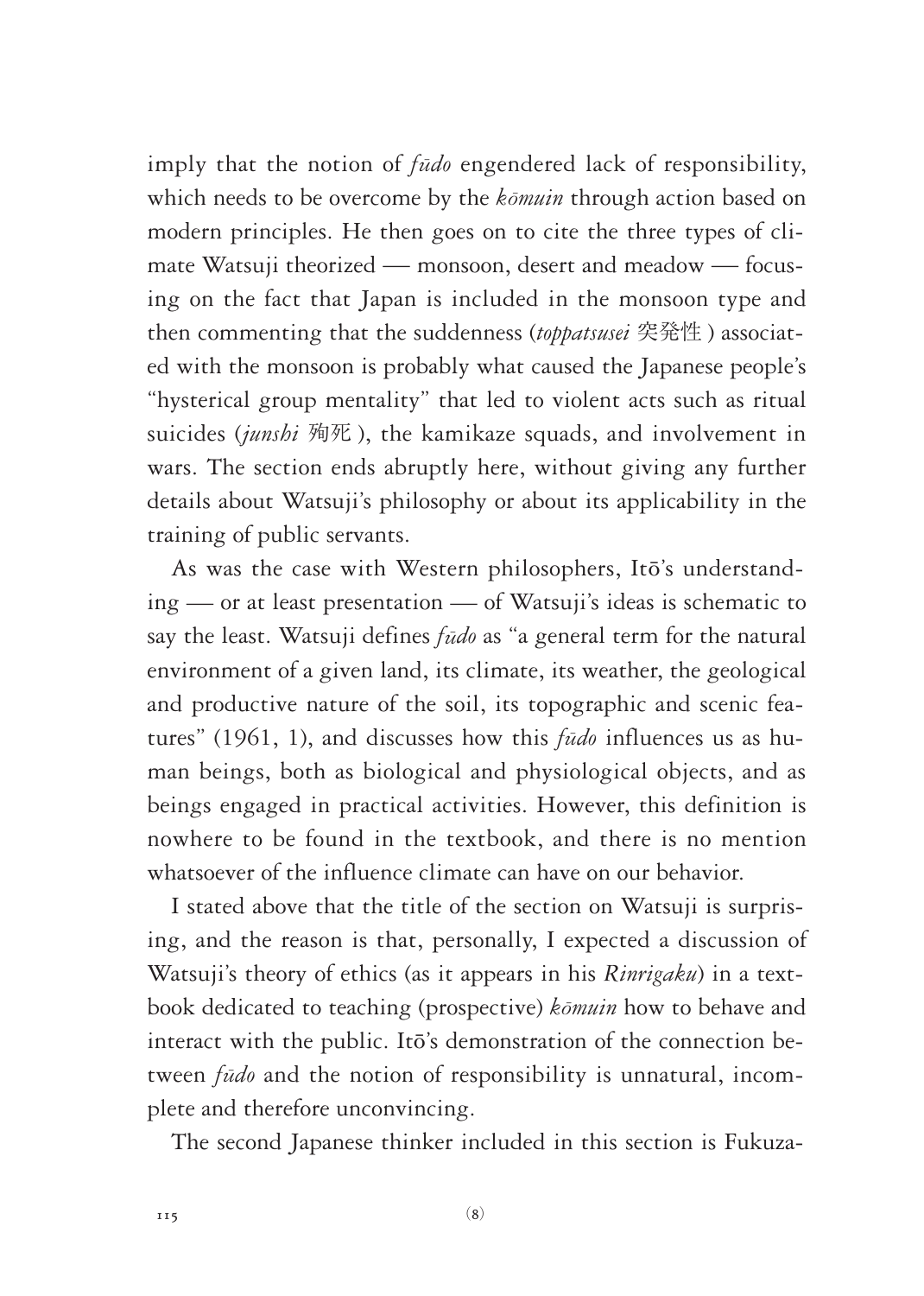imply that the notion of *fūdo* engendered lack of responsibility, which needs to be overcome by the *kōmuin* through action based on modern principles. He then goes on to cite the three types of climate Watsuji theorized — monsoon, desert and meadow — focusing on the fact that Japan is included in the monsoon type and then commenting that the suddenness (*toppatsusei* 突発性) associated with the monsoon is probably what caused the Japanese people's "hysterical group mentality" that led to violent acts such as ritual suicides (*junshi* 殉死), the kamikaze squads, and involvement in wars. The section ends abruptly here, without giving any further details about Watsuji's philosophy or about its applicability in the training of public servants.

As was the case with Western philosophers, Itō's understanding — or at least presentation — of Watsuji's ideas is schematic to say the least. Watsuji defines *fūdo* as "a general term for the natural environment of a given land, its climate, its weather, the geological and productive nature of the soil, its topographic and scenic features" (1961, 1), and discusses how this *fūdo* influences us as human beings, both as biological and physiological objects, and as beings engaged in practical activities. However, this definition is nowhere to be found in the textbook, and there is no mention whatsoever of the influence climate can have on our behavior.

I stated above that the title of the section on Watsuji is surprising, and the reason is that, personally, I expected a discussion of Watsuji's theory of ethics (as it appears in his *Rinrigaku*) in a textbook dedicated to teaching (prospective) *kōmuin* how to behave and interact with the public. Itō's demonstration of the connection between *fūdo* and the notion of responsibility is unnatural, incomplete and therefore unconvincing.

The second Japanese thinker included in this section is Fukuza-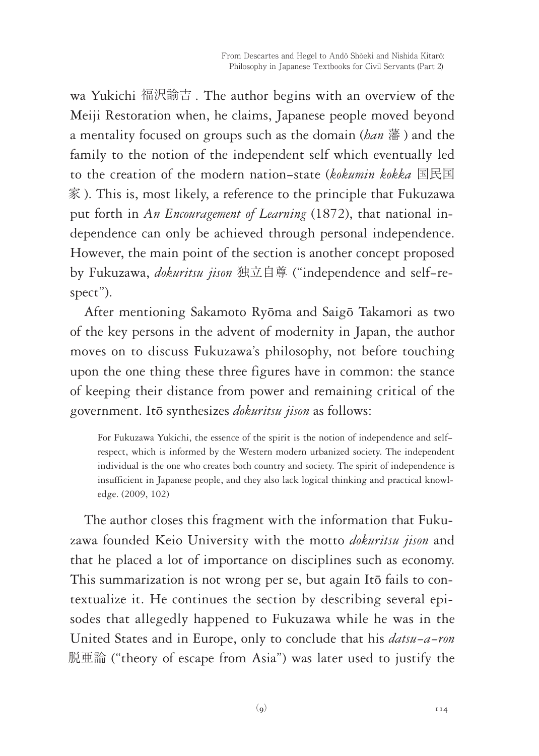wa Yukichi 福沢諭吉 . The author begins with an overview of the Meiji Restoration when, he claims, Japanese people moved beyond a mentality focused on groups such as the domain (*han* 藩 ) and the family to the notion of the independent self which eventually led to the creation of the modern nation-state (*kokumin kokka* 国民国家 ). This is, most likely, a reference to the principle that Fukuzawa put forth in *An Encouragement of Learning* (1872), that national independence can only be achieved through personal independence. However, the main point of the section is another concept proposed by Fukuzawa, *dokuritsu jison* 独立自尊 ("independence and self-respect").

After mentioning Sakamoto Ryōma and Saigō Takamori as two of the key persons in the advent of modernity in Japan, the author moves on to discuss Fukuzawa's philosophy, not before touching upon the one thing these three figures have in common: the stance of keeping their distance from power and remaining critical of the government. Itō synthesizes *dokuritsu jison* as follows:

> For Fukuzawa Yukichi, the essence of the spirit is the notion of independence and self-respect, which is informed by the Western modern urbanized society. The independent individual is the one who creates both country and society. The spirit of independence is insufficient in Japanese people, and they also lack logical thinking and practical knowledge. (2009, 102)

The author closes this fragment with the information that Fukuzawa founded Keio University with the motto *dokuritsu jison* and that he placed a lot of importance on disciplines such as economy. This summarization is not wrong per se, but again Itō fails to contextualize it. He continues the section by describing several episodes that allegedly happened to Fukuzawa while he was in the United States and in Europe, only to conclude that his *datsu-a-ron* 脱亜論 ("theory of escape from Asia") was later used to justify the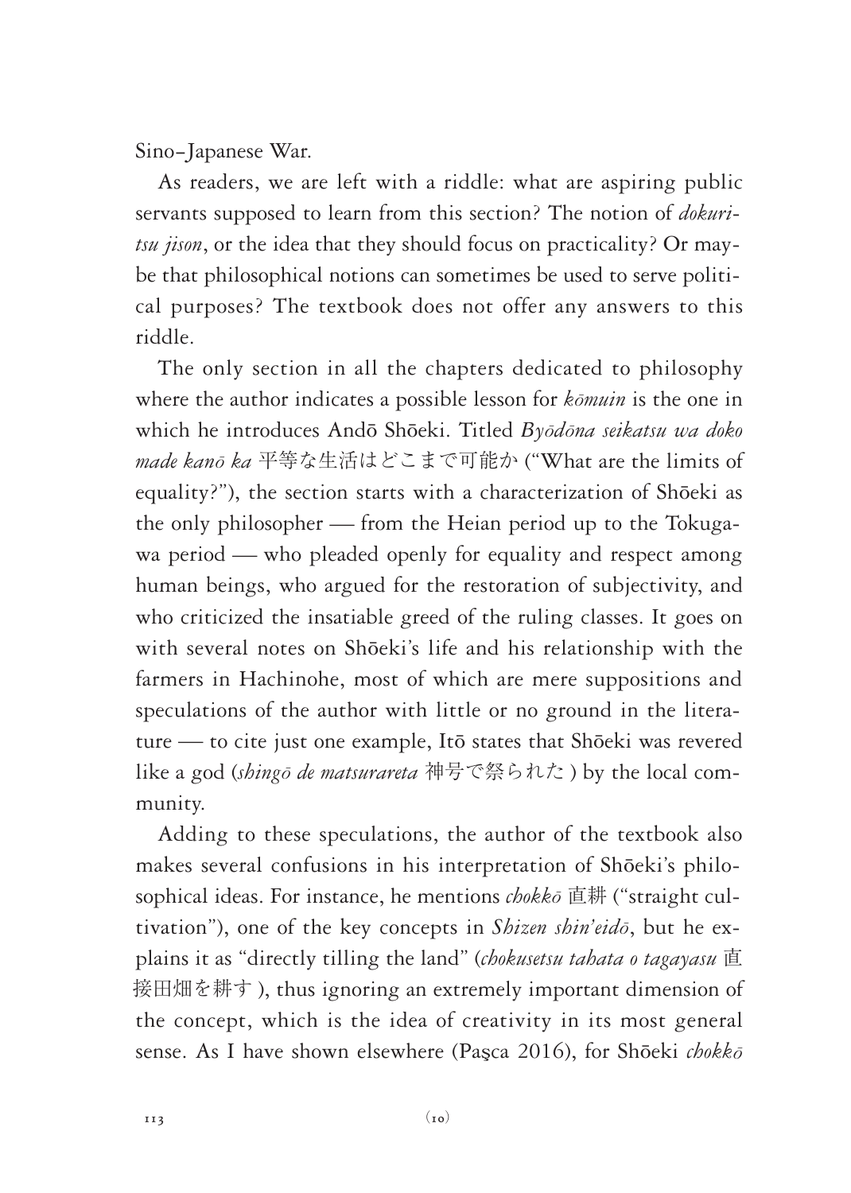Sino-Japanese War.

As readers, we are left with a riddle: what are aspiring public servants supposed to learn from this section? The notion of *dokuritsu jison*, or the idea that they should focus on practicality? Or maybe that philosophical notions can sometimes be used to serve political purposes? The textbook does not offer any answers to this riddle.

The only section in all the chapters dedicated to philosophy where the author indicates a possible lesson for *kōmuin* is the one in which he introduces Andō Shōeki. Titled *Byōdōna seikatsu wa doko made kanō ka* 平等な生活はどこまで可能か ("What are the limits of equality?"), the section starts with a characterization of Shōeki as the only philosopher — from the Heian period up to the Tokugawa period — who pleaded openly for equality and respect among human beings, who argued for the restoration of subjectivity, and who criticized the insatiable greed of the ruling classes. It goes on with several notes on Shōeki's life and his relationship with the farmers in Hachinohe, most of which are mere suppositions and speculations of the author with little or no ground in the literature — to cite just one example, Itō states that Shōeki was revered like a god (*shingō de matsurareta* 神号で祭られた) by the local community.

Adding to these speculations, the author of the textbook also makes several confusions in his interpretation of Shōeki's philosophical ideas. For instance, he mentions *chokkō* 直耕 ("straight cultivation"), one of the key concepts in *Shizen shin'eidō*, but he explains it as "directly tilling the land" (*chokusetsu tahata o tagayasu* 直接田畑を耕す), thus ignoring an extremely important dimension of the concept, which is the idea of creativity in its most general sense. As I have shown elsewhere (Paşca 2016), for Shōeki *chokkō*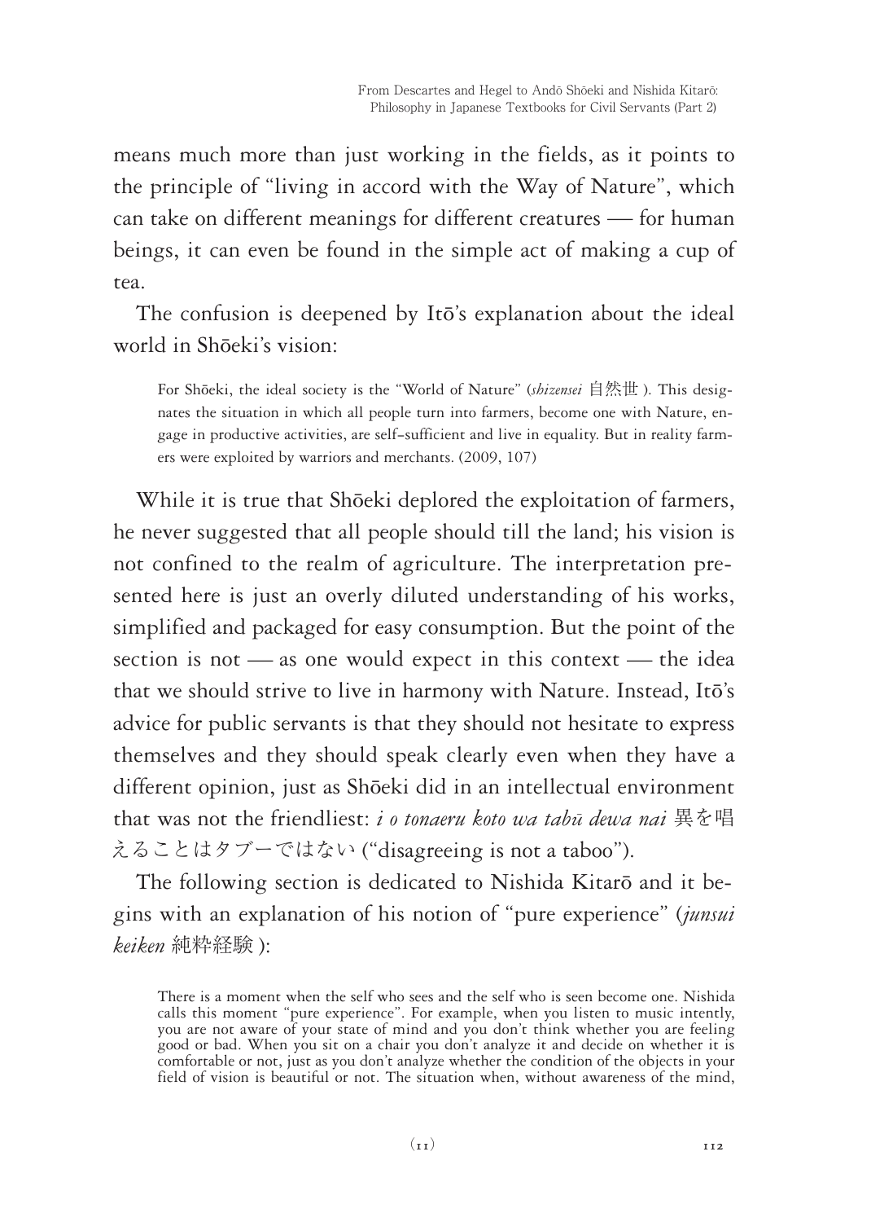means much more than just working in the fields, as it points to the principle of "living in accord with the Way of Nature", which can take on different meanings for different creatures — for human beings, it can even be found in the simple act of making a cup of tea.

The confusion is deepened by Itō's explanation about the ideal world in Shōeki's vision:

> For Shōeki, the ideal society is the "World of Nature" (*shizensei* 自然世). This designates the situation in which all people turn into farmers, become one with Nature, engage in productive activities, are self-sufficient and live in equality. But in reality farmers were exploited by warriors and merchants. (2009, 107)

While it is true that Shōeki deplored the exploitation of farmers, he never suggested that all people should till the land; his vision is not confined to the realm of agriculture. The interpretation presented here is just an overly diluted understanding of his works, simplified and packaged for easy consumption. But the point of the section is not — as one would expect in this context — the idea that we should strive to live in harmony with Nature. Instead, Itō's advice for public servants is that they should not hesitate to express themselves and they should speak clearly even when they have a different opinion, just as Shōeki did in an intellectual environment that was not the friendliest: *i o tonaeru koto wa tabū dewa nai* 異を唱えることはタブーではない ("disagreeing is not a taboo").

The following section is dedicated to Nishida Kitarō and it begins with an explanation of his notion of "pure experience" (*junsui keiken* 純粋経験):

> There is a moment when the self who sees and the self who is seen become one. Nishida calls this moment "pure experience". For example, when you listen to music intently, you are not aware of your state of mind and you don't think whether you are feeling good or bad. When you sit on a chair you don't analyze it and decide on whether it is comfortable or not, just as you don't analyze whether the condition of the objects in your field of vision is beautiful or not. The situation when, without awareness of the mind,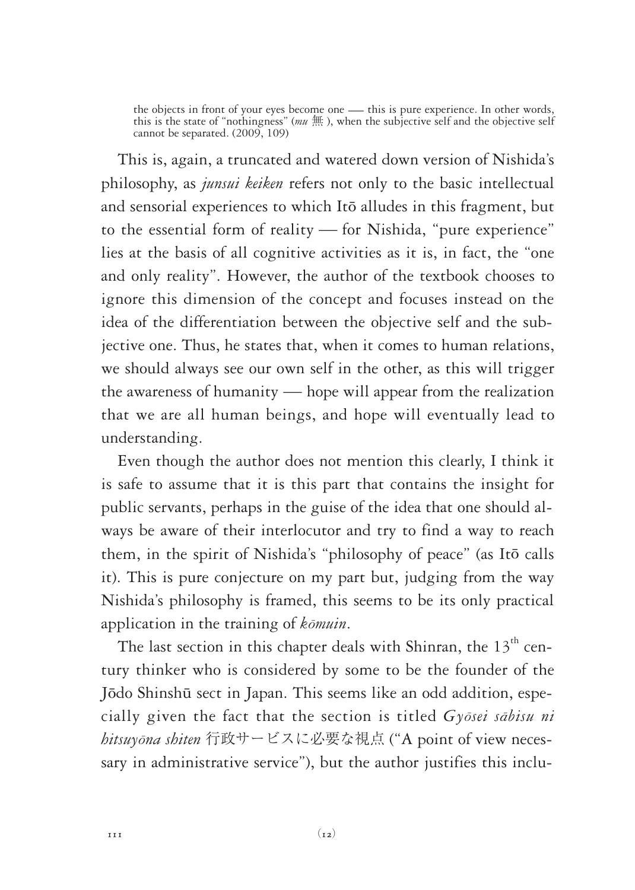> the objects in front of your eyes become one — this is pure experience. In other words, this is the state of "nothingness" (*mu* 無), when the subjective self and the objective self cannot be separated. (2009, 109)

This is, again, a truncated and watered down version of Nishida's philosophy, as *junsui keiken* refers not only to the basic intellectual and sensorial experiences to which Itō alludes in this fragment, but to the essential form of reality — for Nishida, "pure experience" lies at the basis of all cognitive activities as it is, in fact, the "one and only reality". However, the author of the textbook chooses to ignore this dimension of the concept and focuses instead on the idea of the differentiation between the objective self and the subjective one. Thus, he states that, when it comes to human relations, we should always see our own self in the other, as this will trigger the awareness of humanity — hope will appear from the realization that we are all human beings, and hope will eventually lead to understanding.

Even though the author does not mention this clearly, I think it is safe to assume that it is this part that contains the insight for public servants, perhaps in the guise of the idea that one should always be aware of their interlocutor and try to find a way to reach them, in the spirit of Nishida's "philosophy of peace" (as Itō calls it). This is pure conjecture on my part but, judging from the way Nishida's philosophy is framed, this seems to be its only practical application in the training of *kōmuin*.

The last section in this chapter deals with Shinran, the 13th century thinker who is considered by some to be the founder of the Jōdo Shinshū sect in Japan. This seems like an odd addition, especially given the fact that the section is titled *Gyōsei sābisu ni hitsuyōna shiten* 行政サービスに必要な視点 ("A point of view necessary in administrative service"), but the author justifies this inclu-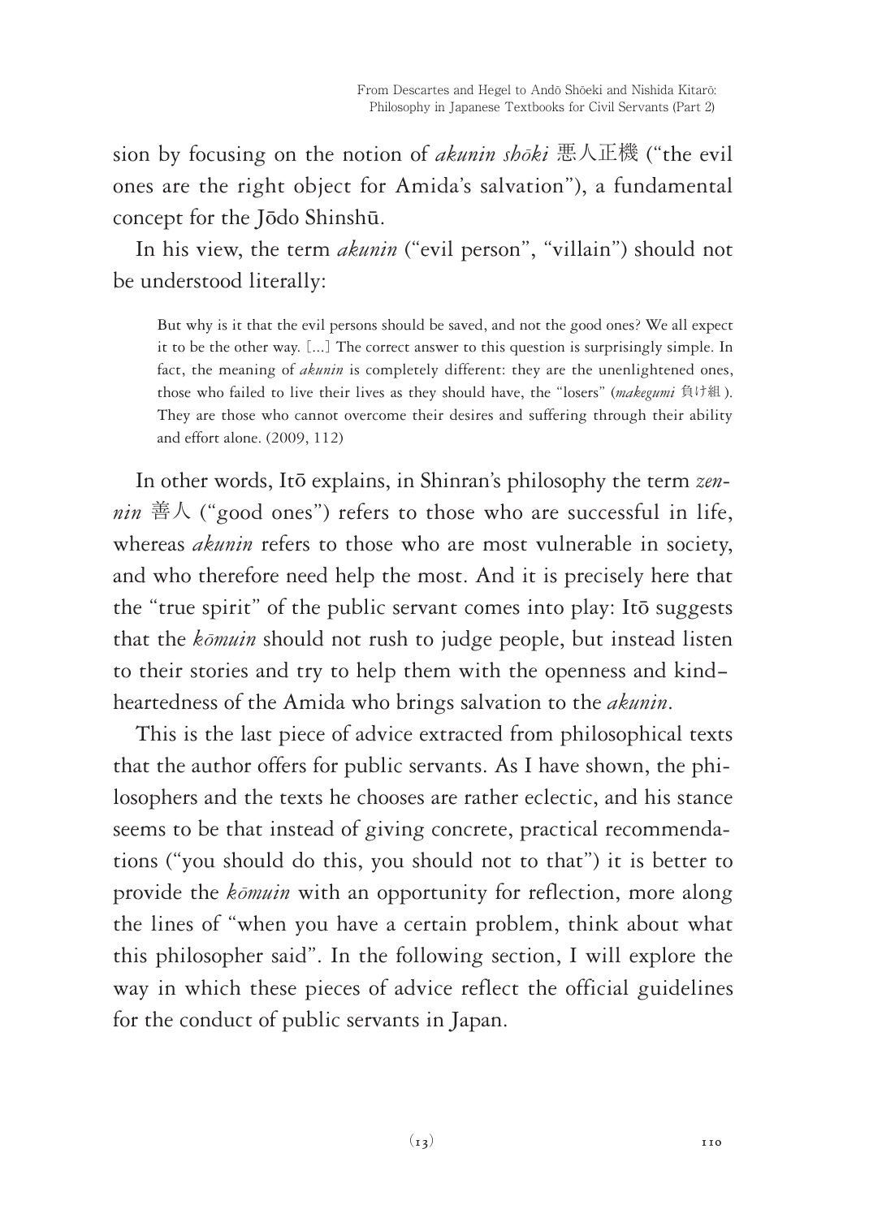sion by focusing on the notion of *akunin shōki* 悪人正機 ("the evil ones are the right object for Amida's salvation"), a fundamental concept for the Jōdo Shinshū.

In his view, the term *akunin* ("evil person", "villain") should not be understood literally:

> But why is it that the evil persons should be saved, and not the good ones? We all expect it to be the other way. [...] The correct answer to this question is surprisingly simple. In fact, the meaning of *akunin* is completely different: they are the unenlightened ones, those who failed to live their lives as they should have, the "losers" (*makegumi* 負け組). They are those who cannot overcome their desires and suffering through their ability and effort alone. (2009, 112)

In other words, Itō explains, in Shinran's philosophy the term *zennin* 善人 ("good ones") refers to those who are successful in life, whereas *akunin* refers to those who are most vulnerable in society, and who therefore need help the most. And it is precisely here that the "true spirit" of the public servant comes into play: Itō suggests that the *kōmuin* should not rush to judge people, but instead listen to their stories and try to help them with the openness and kind-heartedness of the Amida who brings salvation to the *akunin*.

This is the last piece of advice extracted from philosophical texts that the author offers for public servants. As I have shown, the philosophers and the texts he chooses are rather eclectic, and his stance seems to be that instead of giving concrete, practical recommendations ("you should do this, you should not to that") it is better to provide the *kōmuin* with an opportunity for reflection, more along the lines of "when you have a certain problem, think about what this philosopher said". In the following section, I will explore the way in which these pieces of advice reflect the official guidelines for the conduct of public servants in Japan.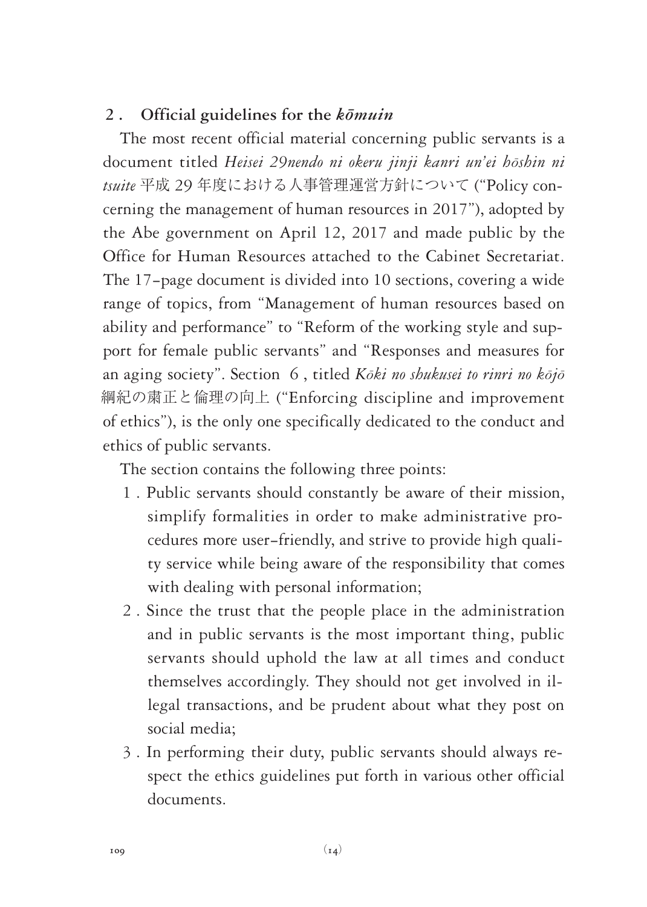## 2. Official guidelines for the *kōmuin*

The most recent official material concerning public servants is a document titled *Heisei 29nendo ni okeru jinji kanri un'ei hōshin ni tsuite* 平成 29 年度における人事管理運営方針について ("Policy concerning the management of human resources in 2017"), adopted by the Abe government on April 12, 2017 and made public by the Office for Human Resources attached to the Cabinet Secretariat. The 17-page document is divided into 10 sections, covering a wide range of topics, from "Management of human resources based on ability and performance" to "Reform of the working style and support for female public servants" and "Responses and measures for an aging society". Section 6, titled *Kōki no shukusei to rinri no kōjō* 綱紀の粛正と倫理の向上 ("Enforcing discipline and improvement of ethics"), is the only one specifically dedicated to the conduct and ethics of public servants.

The section contains the following three points:

1. Public servants should constantly be aware of their mission, simplify formalities in order to make administrative procedures more user-friendly, and strive to provide high quality service while being aware of the responsibility that comes with dealing with personal information;
2. Since the trust that the people place in the administration and in public servants is the most important thing, public servants should uphold the law at all times and conduct themselves accordingly. They should not get involved in illegal transactions, and be prudent about what they post on social media;
3. In performing their duty, public servants should always respect the ethics guidelines put forth in various other official documents.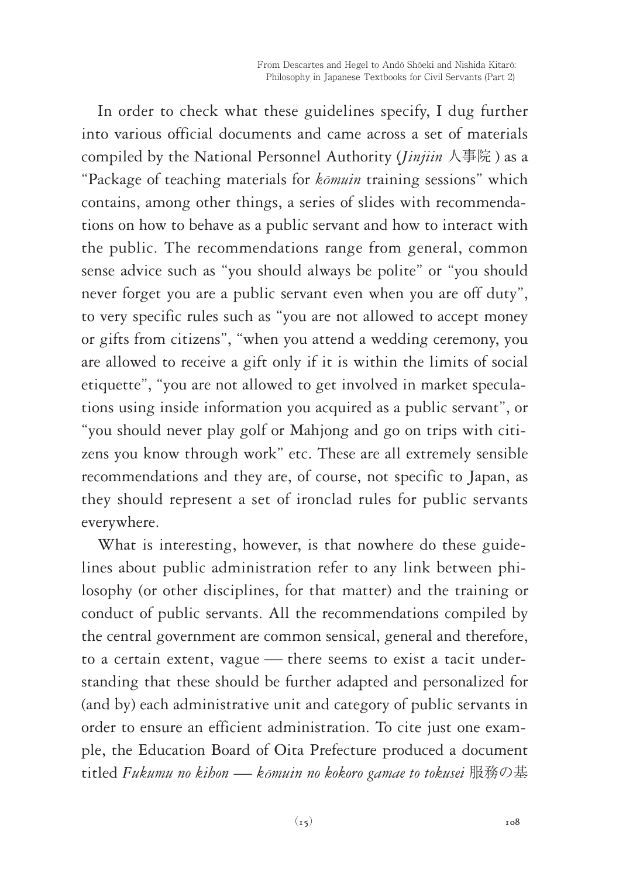In order to check what these guidelines specify, I dug further into various official documents and came across a set of materials compiled by the National Personnel Authority (*Jinjiin* 人事院 ) as a "Package of teaching materials for *kōmuin* training sessions" which contains, among other things, a series of slides with recommendations on how to behave as a public servant and how to interact with the public. The recommendations range from general, common sense advice such as "you should always be polite" or "you should never forget you are a public servant even when you are off duty", to very specific rules such as "you are not allowed to accept money or gifts from citizens", "when you attend a wedding ceremony, you are allowed to receive a gift only if it is within the limits of social etiquette", "you are not allowed to get involved in market speculations using inside information you acquired as a public servant", or "you should never play golf or Mahjong and go on trips with citizens you know through work" etc. These are all extremely sensible recommendations and they are, of course, not specific to Japan, as they should represent a set of ironclad rules for public servants everywhere.

What is interesting, however, is that nowhere do these guidelines about public administration refer to any link between philosophy (or other disciplines, for that matter) and the training or conduct of public servants. All the recommendations compiled by the central government are common sensical, general and therefore, to a certain extent, vague — there seems to exist a tacit understanding that these should be further adapted and personalized for (and by) each administrative unit and category of public servants in order to ensure an efficient administration. To cite just one example, the Education Board of Oita Prefecture produced a document titled *Fukumu no kihon — kōmuin no kokoro gamae to tokusei* 服務の基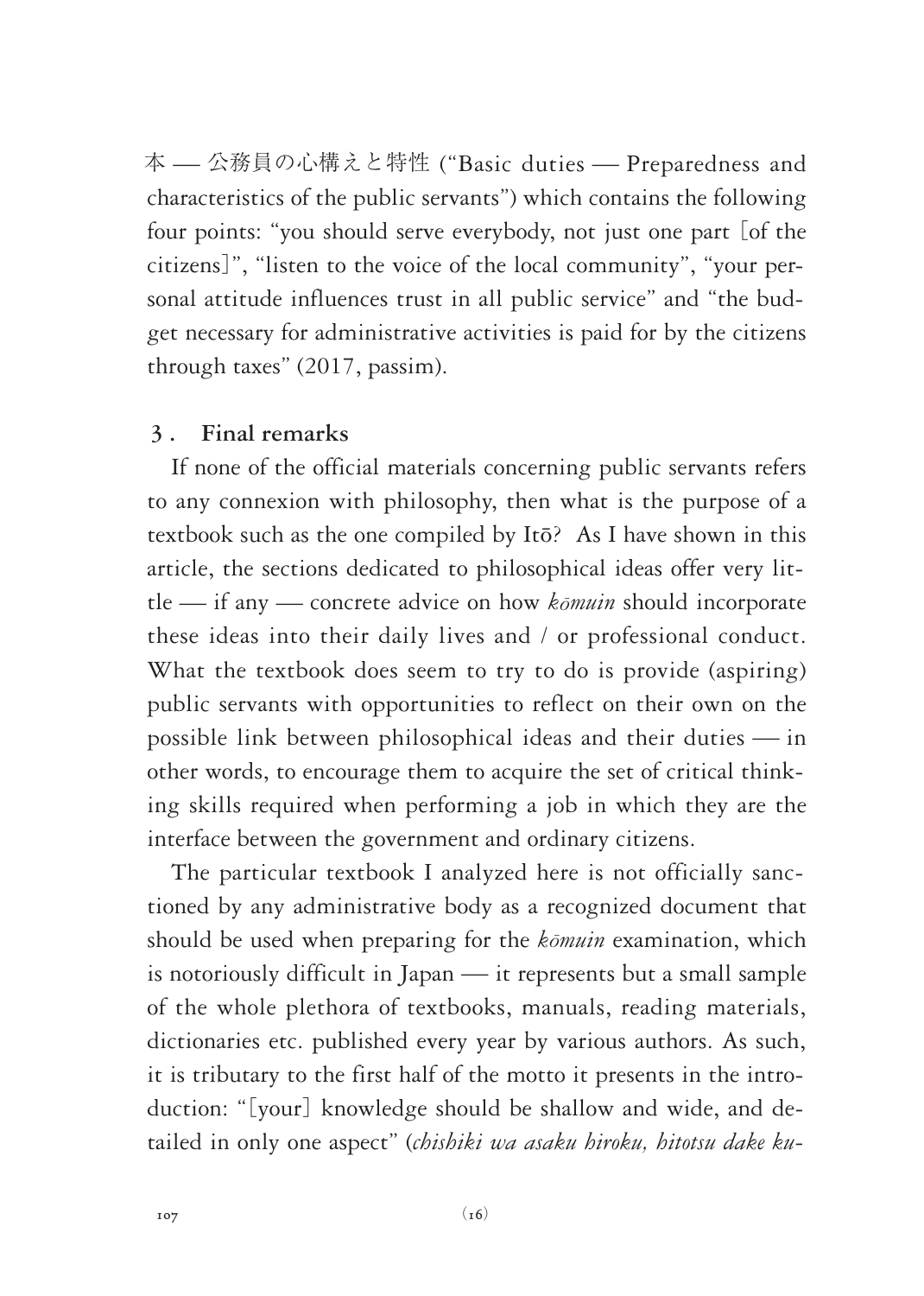本 — 公務員の心構えと特性 ("Basic duties — Preparedness and characteristics of the public servants") which contains the following four points: "you should serve everybody, not just one part [of the citizens]", "listen to the voice of the local community", "your personal attitude influences trust in all public service" and "the budget necessary for administrative activities is paid for by the citizens through taxes" (2017, passim).

## 3. Final remarks

If none of the official materials concerning public servants refers to any connexion with philosophy, then what is the purpose of a textbook such as the one compiled by Itō? As I have shown in this article, the sections dedicated to philosophical ideas offer very little — if any — concrete advice on how *kōmuin* should incorporate these ideas into their daily lives and / or professional conduct. What the textbook does seem to try to do is provide (aspiring) public servants with opportunities to reflect on their own on the possible link between philosophical ideas and their duties — in other words, to encourage them to acquire the set of critical thinking skills required when performing a job in which they are the interface between the government and ordinary citizens.

The particular textbook I analyzed here is not officially sanctioned by any administrative body as a recognized document that should be used when preparing for the *kōmuin* examination, which is notoriously difficult in Japan — it represents but a small sample of the whole plethora of textbooks, manuals, reading materials, dictionaries etc. published every year by various authors. As such, it is tributary to the first half of the motto it presents in the introduction: "[your] knowledge should be shallow and wide, and detailed in only one aspect" (*chishiki wa asaku hiroku, hitotsu dake ku-*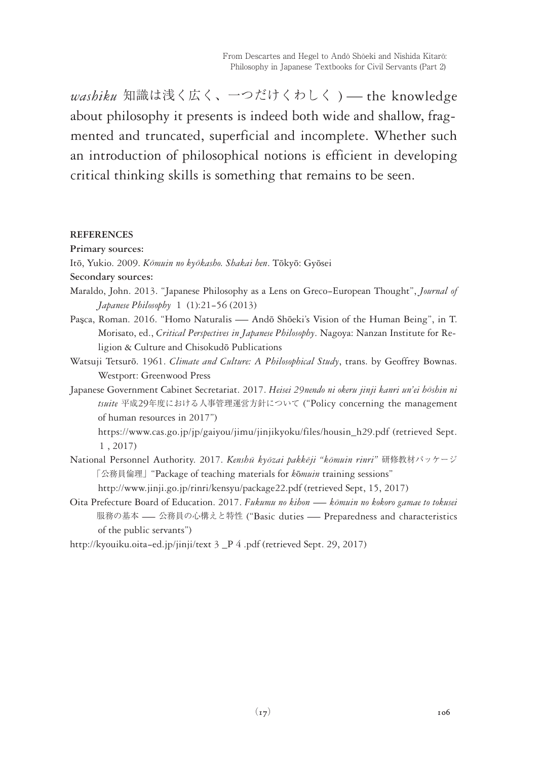*washiku* 知識は浅く広く、一つだけくわしく ) — the knowledge about philosophy it presents is indeed both wide and shallow, fragmented and truncated, superficial and incomplete. Whether such an introduction of philosophical notions is efficient in developing critical thinking skills is something that remains to be seen.

**REFERENCES**

**Primary sources:**

Itō, Yukio. 2009. *Kōmuin no kyōkasho. Shakai hen*. Tōkyō: Gyōsei

**Secondary sources:**

Maraldo, John. 2013. "Japanese Philosophy as a Lens on Greco-European Thought", *Journal of Japanese Philosophy* 1 (1):21-56 (2013)

Paşca, Roman. 2016. "Homo Naturalis — Andō Shōeki's Vision of the Human Being", in T. Morisato, ed., *Critical Perspectives in Japanese Philosophy*. Nagoya: Nanzan Institute for Religion & Culture and Chisokudō Publications

Watsuji Tetsurō. 1961. *Climate and Culture: A Philosophical Study*, trans. by Geoffrey Bownas. Westport: Greenwood Press

Japanese Government Cabinet Secretariat. 2017. *Heisei 29nendo ni okeru jinji kanri un'ei hōshin ni tsuite* 平成29年度における人事管理運営方針について ("Policy concerning the management of human resources in 2017")
https://www.cas.go.jp/jp/gaiyou/jimu/jinjikyoku/files/housin_h29.pdf (retrieved Sept. 1, 2017)

National Personnel Authority. 2017. *Kenshū kyōzai pakkēji "kōmuin rinri"* 研修教材パッケージ「公務員倫理」"Package of teaching materials for *kōmuin* training sessions"
http://www.jinji.go.jp/rinri/kensyu/package22.pdf (retrieved Sept, 15, 2017)

Oita Prefecture Board of Education. 2017. *Fukumu no kihon — kōmuin no kokoro gamae to tokusei* 服務の基本 — 公務員の心構えと特性 ("Basic duties — Preparedness and characteristics of the public servants")

http://kyouiku.oita-ed.jp/jinji/text 3 _P 4 .pdf (retrieved Sept. 29, 2017)